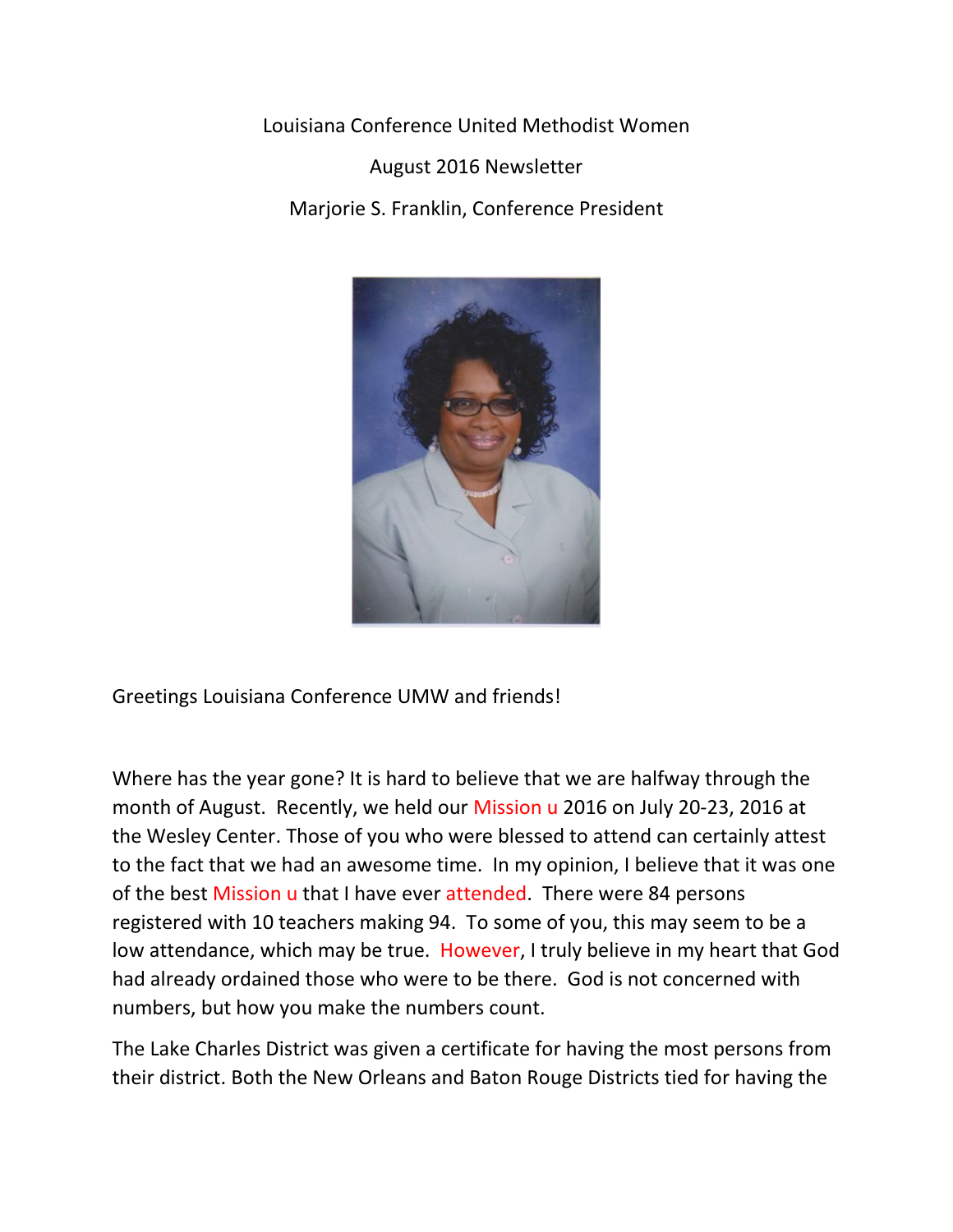Louisiana Conference United Methodist Women

August 2016 Newsletter

Marjorie S. Franklin, Conference President

Greetings Louisiana Conference UMW and friends!

Where has the year gone? It is hard to believe that we are halfway through the month of August. Recently, we held our Mission u 2016 on July 20-23, 2016 at the Wesley Center. Those of you who were blessed to attend can certainly attest to the fact that we had an awesome time. In my opinion, I believe that it was one of the best Mission u that I have ever attended. There were 84 persons registered with 10 teachers making 94. To some of you, this may seem to be a low attendance, which may be true. However, I truly believe in my heart that God had already ordained those who were to be there. God is not concerned with numbers, but how you make the numbers count.

The Lake Charles District was given a certificate for having the most persons from their district. Both the New Orleans and Baton Rouge Districts tied for having the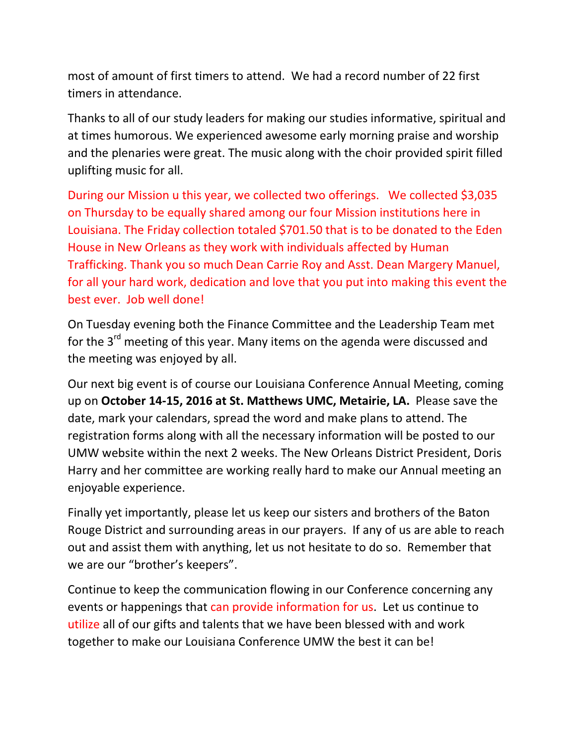most of amount of first timers to attend. We had a record number of 22 first timers in attendance.

Thanks to all of our study leaders for making our studies informative, spiritual and at times humorous. We experienced awesome early morning praise and worship and the plenaries were great. The music along with the choir provided spirit filled uplifting music for all.

During our Mission u this year, we collected two offerings. We collected $3,035 on Thursday to be equally shared among our four Mission institutions here in Louisiana. The Friday collection totaled $701.50 that is to be donated to the Eden House in New Orleans as they work with individuals affected by Human Trafficking. Thank you so much Dean Carrie Roy and Asst. Dean Margery Manuel, for all your hard work, dedication and love that you put into making this event the best ever. Job well done!

On Tuesday evening both the Finance Committee and the Leadership Team met for the 3rd meeting of this year. Many items on the agenda were discussed and the meeting was enjoyed by all.

Our next big event is of course our Louisiana Conference Annual Meeting, coming up on **October 14-15, 2016 at St. Matthews UMC, Metairie, LA.** Please save the date, mark your calendars, spread the word and make plans to attend. The registration forms along with all the necessary information will be posted to our UMW website within the next 2 weeks. The New Orleans District President, Doris Harry and her committee are working really hard to make our Annual meeting an enjoyable experience.

Finally yet importantly, please let us keep our sisters and brothers of the Baton Rouge District and surrounding areas in our prayers. If any of us are able to reach out and assist them with anything, let us not hesitate to do so. Remember that we are our "brother's keepers".

Continue to keep the communication flowing in our Conference concerning any events or happenings that can provide information for us. Let us continue to utilize all of our gifts and talents that we have been blessed with and work together to make our Louisiana Conference UMW the best it can be!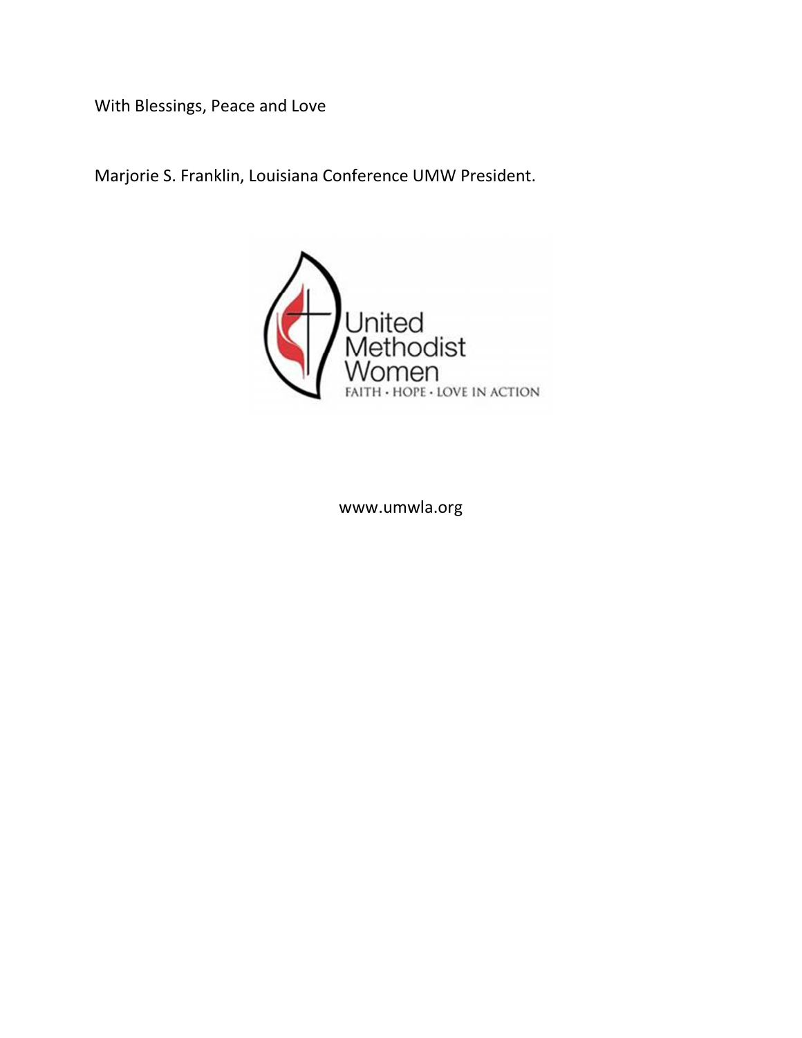With Blessings, Peace and Love

Marjorie S. Franklin, Louisiana Conference UMW President.

www.umwla.org